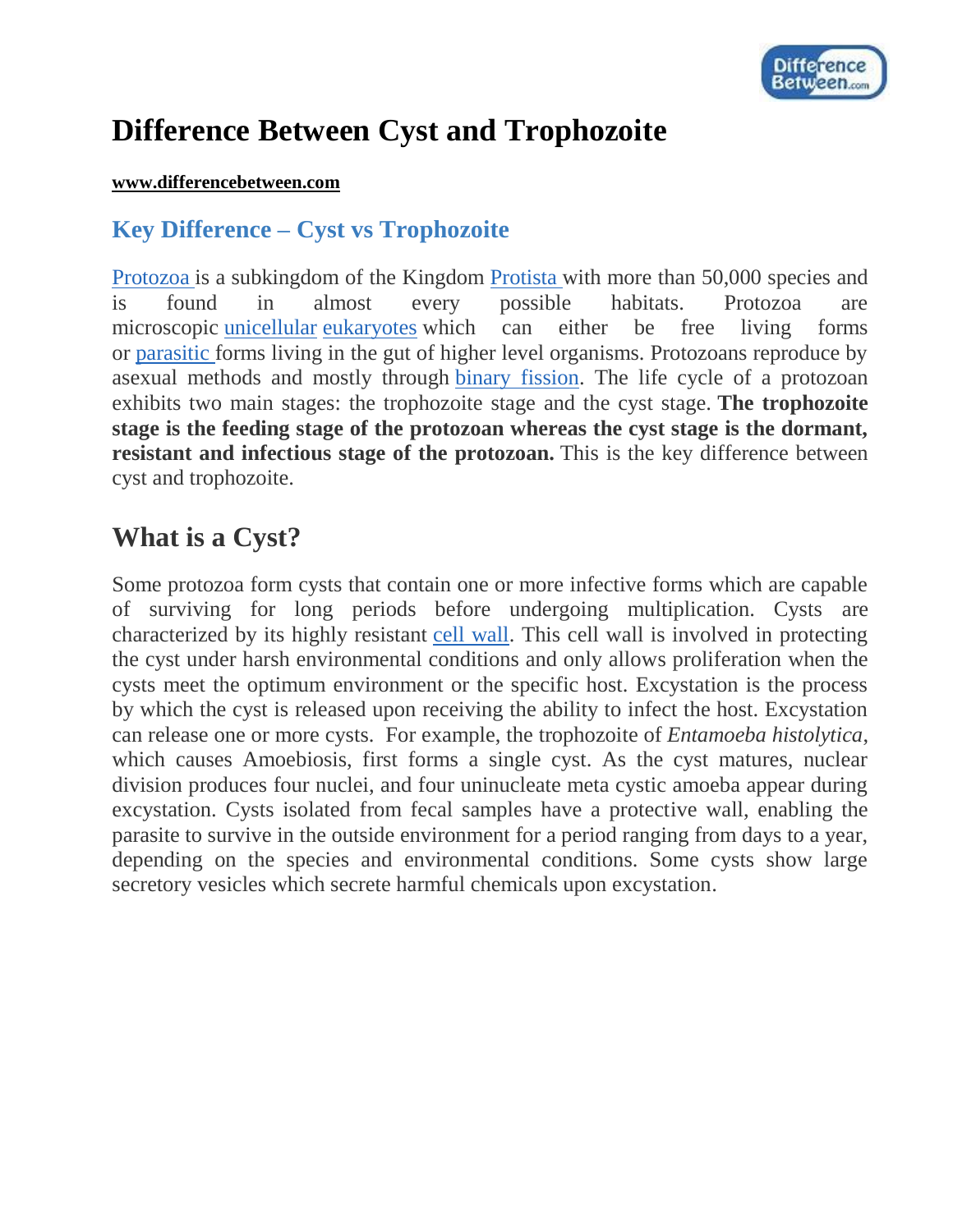# Difference Between Cyst and Trophozoite

**www.differencebetween.com**

## Key Difference – Cyst vs Trophozoite

Protozoa is a subkingdom of the Kingdom Protista with more than 50,000 species and is found in almost every possible habitats. Protozoa are microscopic unicellular eukaryotes which can either be free living forms or parasitic forms living in the gut of higher level organisms. Protozoans reproduce by asexual methods and mostly through binary fission. The life cycle of a protozoan exhibits two main stages: the trophozoite stage and the cyst stage. **The trophozoite stage is the feeding stage of the protozoan whereas the cyst stage is the dormant, resistant and infectious stage of the protozoan.** This is the key difference between cyst and trophozoite.

## What is a Cyst?

Some protozoa form cysts that contain one or more infective forms which are capable of surviving for long periods before undergoing multiplication. Cysts are characterized by its highly resistant cell wall. This cell wall is involved in protecting the cyst under harsh environmental conditions and only allows proliferation when the cysts meet the optimum environment or the specific host. Excystation is the process by which the cyst is released upon receiving the ability to infect the host. Excystation can release one or more cysts. For example, the trophozoite of *Entamoeba histolytica*, which causes Amoebiosis, first forms a single cyst. As the cyst matures, nuclear division produces four nuclei, and four uninucleate meta cystic amoeba appear during excystation. Cysts isolated from fecal samples have a protective wall, enabling the parasite to survive in the outside environment for a period ranging from days to a year, depending on the species and environmental conditions. Some cysts show large secretory vesicles which secrete harmful chemicals upon excystation.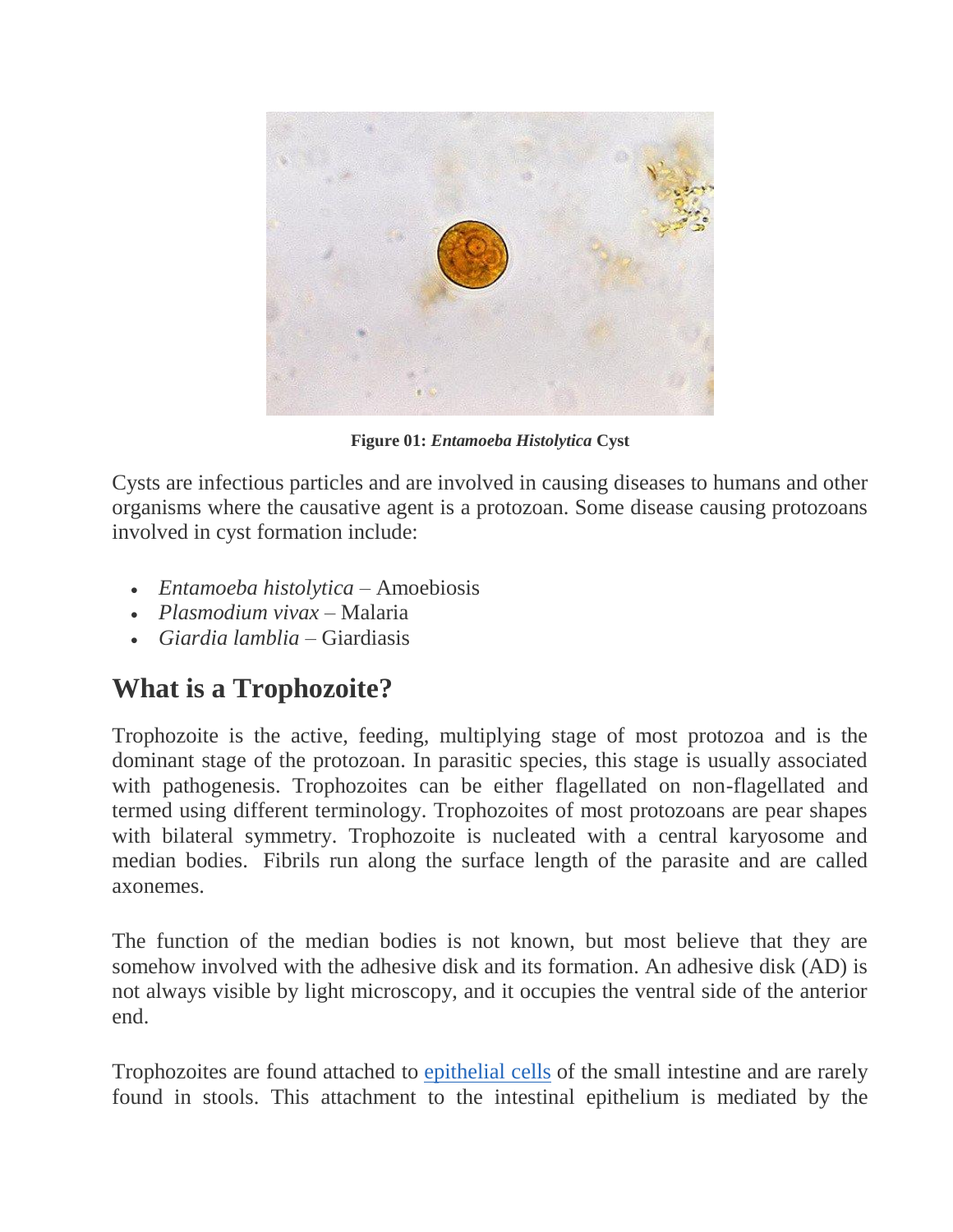**Figure 01:** ***Entamoeba Histolytica*** **Cyst**

Cysts are infectious particles and are involved in causing diseases to humans and other organisms where the causative agent is a protozoan. Some disease causing protozoans involved in cyst formation include:

- *Entamoeba histolytica* – Amoebiosis
- *Plasmodium vivax* – Malaria
- *Giardia lamblia* – Giardiasis

## What is a Trophozoite?

Trophozoite is the active, feeding, multiplying stage of most protozoa and is the dominant stage of the protozoan. In parasitic species, this stage is usually associated with pathogenesis. Trophozoites can be either flagellated on non-flagellated and termed using different terminology. Trophozoites of most protozoans are pear shapes with bilateral symmetry. Trophozoite is nucleated with a central karyosome and median bodies. Fibrils run along the surface length of the parasite and are called axonemes.

The function of the median bodies is not known, but most believe that they are somehow involved with the adhesive disk and its formation. An adhesive disk (AD) is not always visible by light microscopy, and it occupies the ventral side of the anterior end.

Trophozoites are found attached to [epithelial cells](#) of the small intestine and are rarely found in stools. This attachment to the intestinal epithelium is mediated by the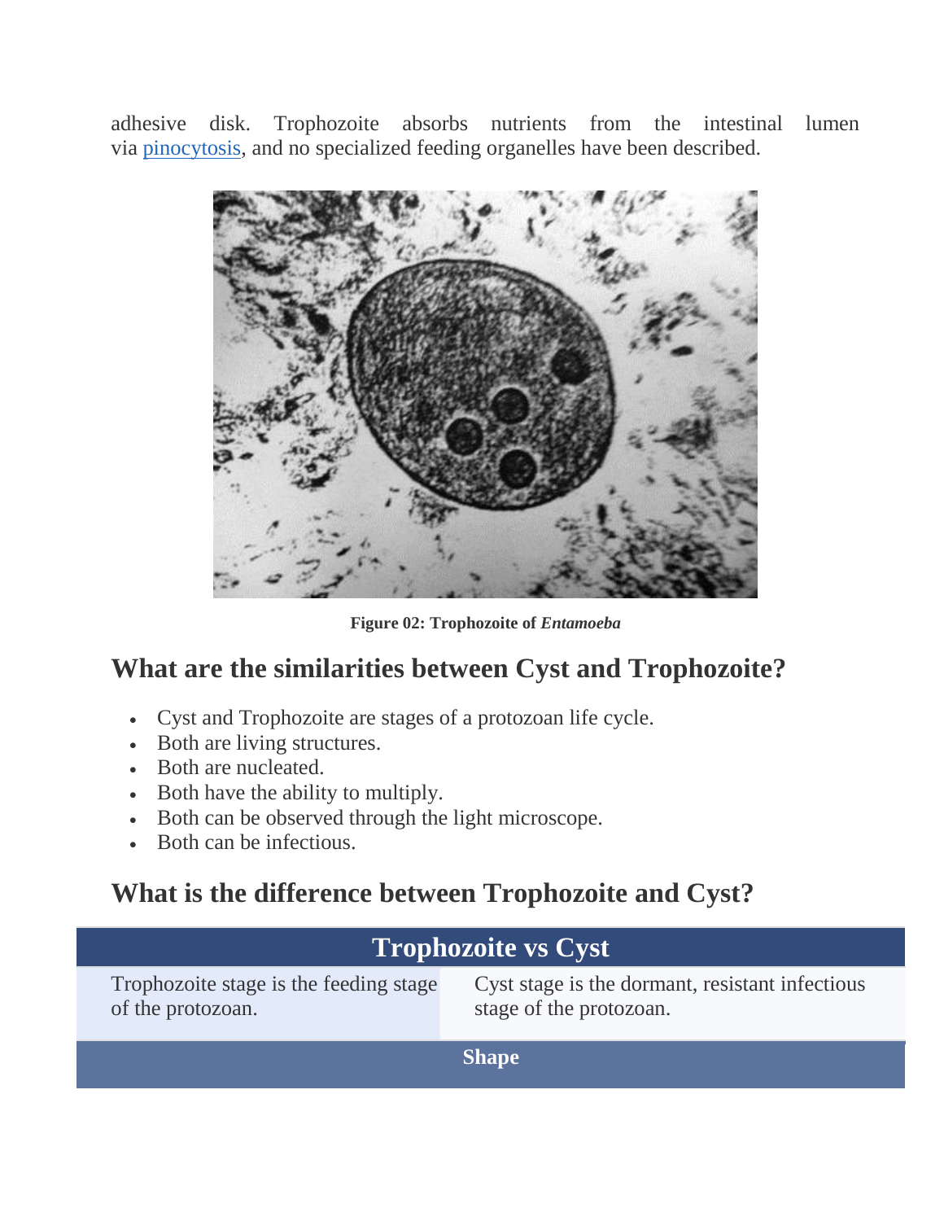adhesive disk. Trophozoite absorbs nutrients from the intestinal lumen via pinocytosis, and no specialized feeding organelles have been described.

**Figure 02: Trophozoite of *Entamoeba***

## What are the similarities between Cyst and Trophozoite?

- Cyst and Trophozoite are stages of a protozoan life cycle.
- Both are living structures.
- Both are nucleated.
- Both have the ability to multiply.
- Both can be observed through the light microscope.
- Both can be infectious.

## What is the difference between Trophozoite and Cyst?

| Trophozoite vs Cyst | |
|---|---|
| Trophozoite stage is the feeding stage of the protozoan. | Cyst stage is the dormant, resistant infectious stage of the protozoan. |
| **Shape** | |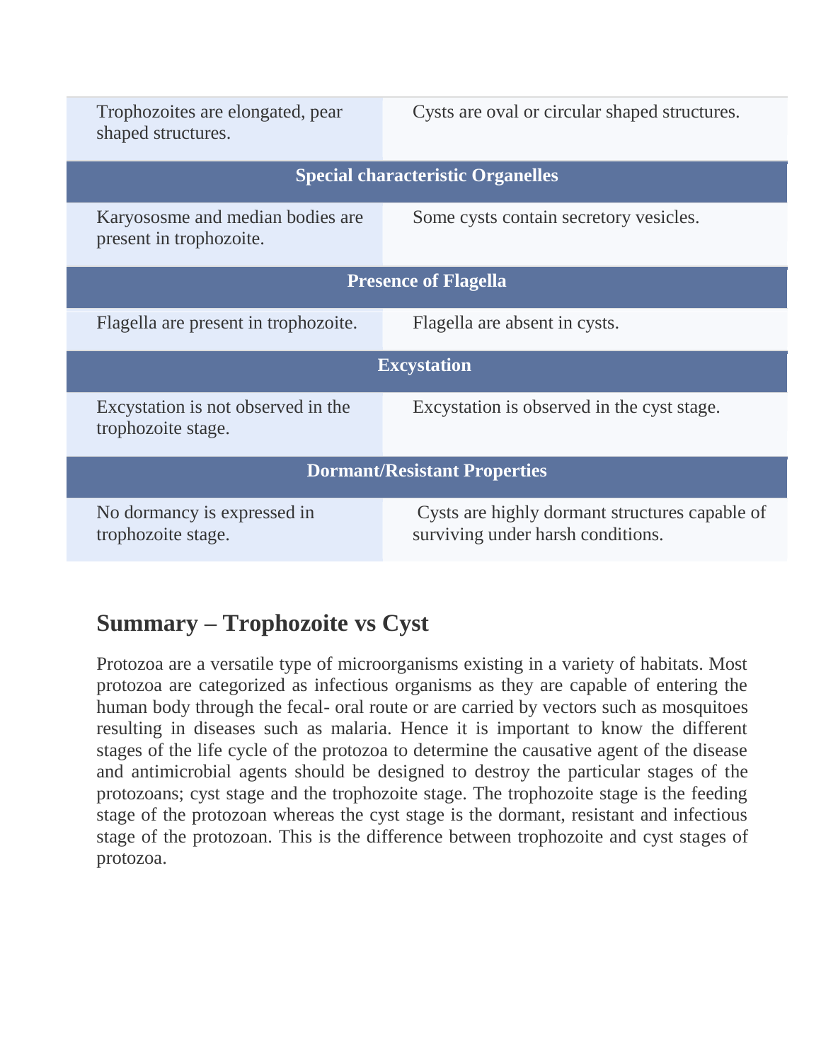| | |
|---|---|
| Trophozoites are elongated, pear shaped structures. | Cysts are oval or circular shaped structures. |
| **Special characteristic Organelles** | |
| Karyososme and median bodies are present in trophozoite. | Some cysts contain secretory vesicles. |
| **Presence of Flagella** | |
| Flagella are present in trophozoite. | Flagella are absent in cysts. |
| **Excystation** | |
| Excystation is not observed in the trophozoite stage. | Excystation is observed in the cyst stage. |
| **Dormant/Resistant Properties** | |
| No dormancy is expressed in trophozoite stage. | Cysts are highly dormant structures capable of surviving under harsh conditions. |

## Summary – Trophozoite vs Cyst

Protozoa are a versatile type of microorganisms existing in a variety of habitats. Most protozoa are categorized as infectious organisms as they are capable of entering the human body through the fecal- oral route or are carried by vectors such as mosquitoes resulting in diseases such as malaria. Hence it is important to know the different stages of the life cycle of the protozoa to determine the causative agent of the disease and antimicrobial agents should be designed to destroy the particular stages of the protozoans; cyst stage and the trophozoite stage. The trophozoite stage is the feeding stage of the protozoan whereas the cyst stage is the dormant, resistant and infectious stage of the protozoan. This is the difference between trophozoite and cyst stages of protozoa.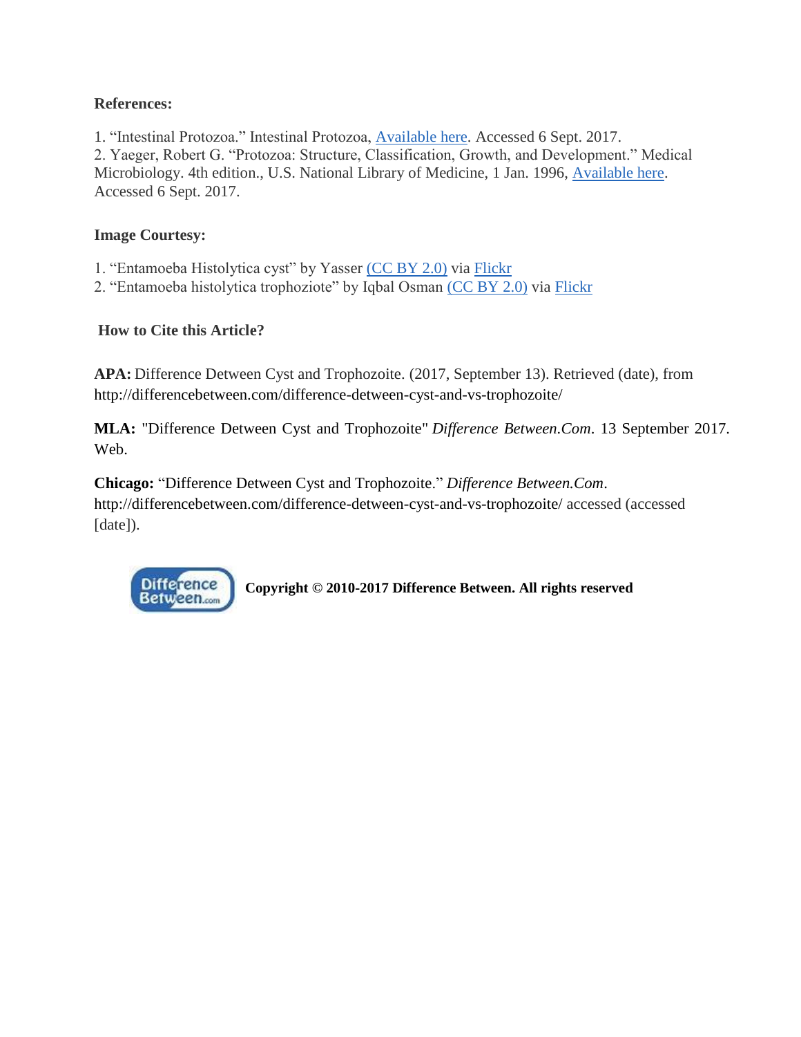**References:**

1. "Intestinal Protozoa." Intestinal Protozoa, Available here. Accessed 6 Sept. 2017.
2. Yaeger, Robert G. "Protozoa: Structure, Classification, Growth, and Development." Medical Microbiology. 4th edition., U.S. National Library of Medicine, 1 Jan. 1996, Available here. Accessed 6 Sept. 2017.

**Image Courtesy:**

1. "Entamoeba Histolytica cyst" by Yasser (CC BY 2.0) via Flickr
2. "Entamoeba histolytica trophoziote" by Iqbal Osman (CC BY 2.0) via Flickr

**How to Cite this Article?**

**APA:** Difference Detween Cyst and Trophozoite. (2017, September 13). Retrieved (date), from http://differencebetween.com/difference-detween-cyst-and-vs-trophozoite/

**MLA:** "Difference Detween Cyst and Trophozoite" *Difference Between.Com*. 13 September 2017. Web.

**Chicago:** "Difference Detween Cyst and Trophozoite." *Difference Between.Com*. http://differencebetween.com/difference-detween-cyst-and-vs-trophozoite/ accessed (accessed [date]).

**Copyright © 2010-2017 Difference Between. All rights reserved**